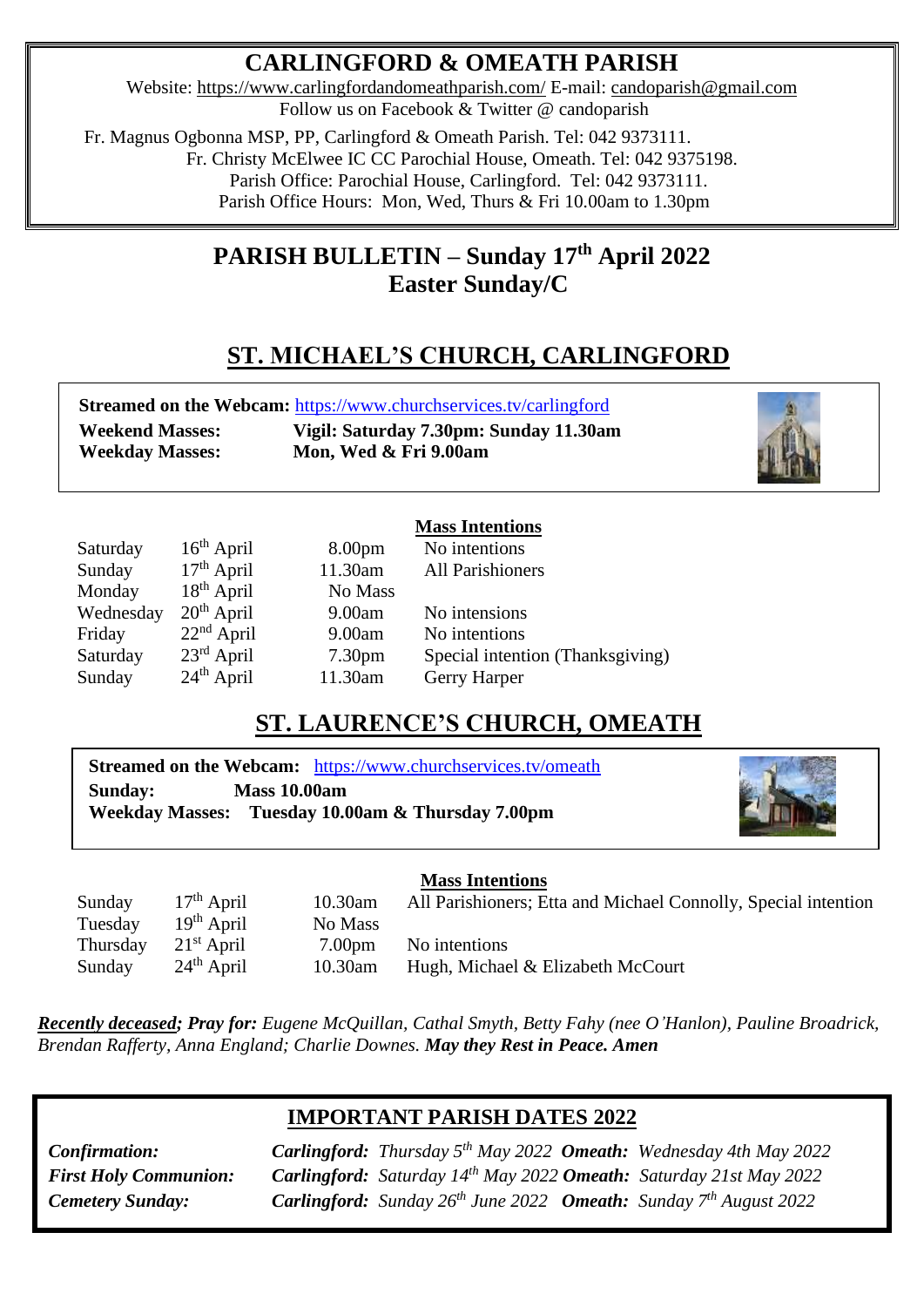# CARLINGFORD & OMEATH PARISH

Website: https://www.carlingfordandomeathparish.com/ E-mail: candoparish@gmail.com
Follow us on Facebook & Twitter @ candoparish

Fr. Magnus Ogbonna MSP, PP, Carlingford & Omeath Parish. Tel: 042 9373111.
Fr. Christy McElwee IC CC Parochial House, Omeath. Tel: 042 9375198.
Parish Office: Parochial House, Carlingford. Tel: 042 9373111.
Parish Office Hours: Mon, Wed, Thurs & Fri 10.00am to 1.30pm

## PARISH BULLETIN – Sunday 17th April 2022
## Easter Sunday/C

## ST. MICHAEL'S CHURCH, CARLINGFORD

**Streamed on the Webcam:** https://www.churchservices.tv/carlingford
**Weekend Masses:** **Vigil: Saturday 7.30pm: Sunday 11.30am**
**Weekday Masses:** **Mon, Wed & Fri 9.00am**

| | | | Mass Intentions |
|---|---|---|---|
| Saturday | 16th April | 8.00pm | No intentions |
| Sunday | 17th April | 11.30am | All Parishioners |
| Monday | 18th April | No Mass | |
| Wednesday | 20th April | 9.00am | No intensions |
| Friday | 22nd April | 9.00am | No intentions |
| Saturday | 23rd April | 7.30pm | Special intention (Thanksgiving) |
| Sunday | 24th April | 11.30am | Gerry Harper |

## ST. LAURENCE'S CHURCH, OMEATH

**Streamed on the Webcam:** https://www.churchservices.tv/omeath
**Sunday:** **Mass 10.00am**
**Weekday Masses:** **Tuesday 10.00am & Thursday 7.00pm**

| | | | Mass Intentions |
|---|---|---|---|
| Sunday | 17th April | 10.30am | All Parishioners; Etta and Michael Connolly, Special intention |
| Tuesday | 19th April | No Mass | |
| Thursday | 21st April | 7.00pm | No intentions |
| Sunday | 24th April | 10.30am | Hugh, Michael & Elizabeth McCourt |

***Recently deceased; Pray for:*** *Eugene McQuillan, Cathal Smyth, Betty Fahy (nee O'Hanlon), Pauline Broadrick, Brendan Rafferty, Anna England; Charlie Downes.* ***May they Rest in Peace. Amen***

## IMPORTANT PARISH DATES 2022

| | | |
|---|---|---|
| ***Confirmation:*** | ***Carlingford:*** *Thursday 5th May 2022* | ***Omeath:*** *Wednesday 4th May 2022* |
| ***First Holy Communion:*** | ***Carlingford:*** *Saturday 14th May 2022* | ***Omeath:*** *Saturday 21st May 2022* |
| ***Cemetery Sunday:*** | ***Carlingford:*** *Sunday 26th June 2022* | ***Omeath:*** *Sunday 7th August 2022* |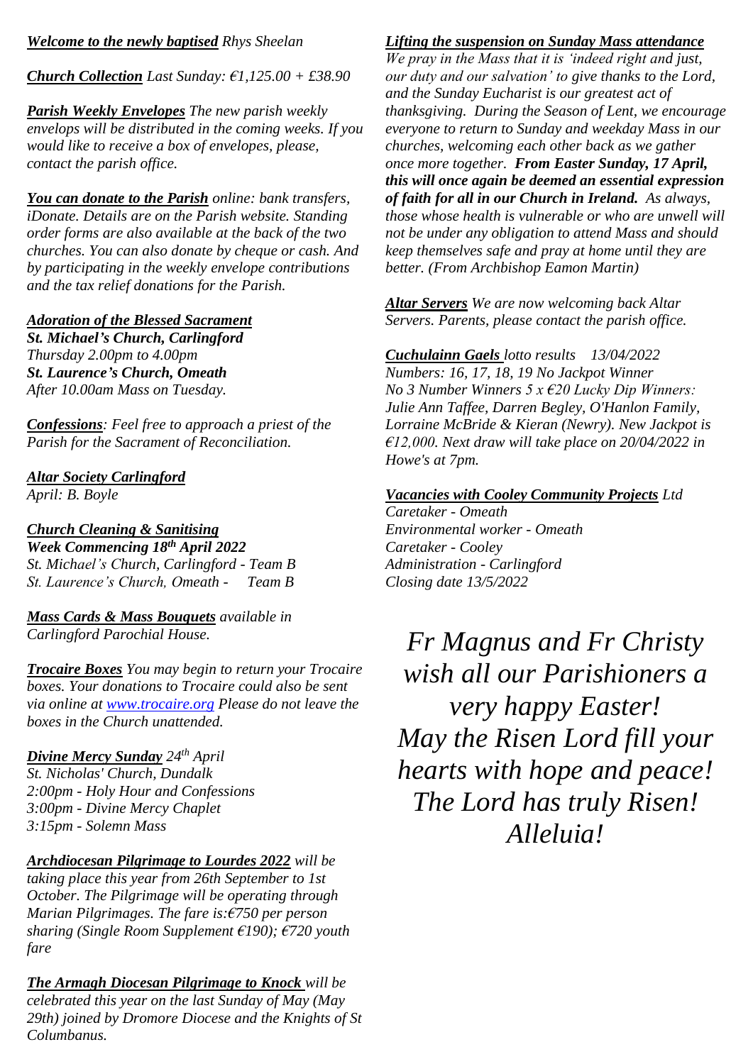***Welcome to the newly baptised*** *Rhys Sheelan*

***Church Collection*** *Last Sunday: €1,125.00 + £38.90*

***Parish Weekly Envelopes*** *The new parish weekly envelops will be distributed in the coming weeks. If you would like to receive a box of envelopes, please, contact the parish office.*

***You can donate to the Parish*** *online: bank transfers, iDonate. Details are on the Parish website. Standing order forms are also available at the back of the two churches. You can also donate by cheque or cash. And by participating in the weekly envelope contributions and the tax relief donations for the Parish.*

***Adoration of the Blessed Sacrament***
***St. Michael's Church, Carlingford***
*Thursday 2.00pm to 4.00pm*
***St. Laurence's Church, Omeath***
*After 10.00am Mass on Tuesday.*

***Confessions****: Feel free to approach a priest of the Parish for the Sacrament of Reconciliation.*

***Altar Society Carlingford***
*April: B. Boyle*

***Church Cleaning & Sanitising***
***Week Commencing 18th April 2022***
*St. Michael's Church, Carlingford - Team B*
*St. Laurence's Church, Omeath - Team B*

***Mass Cards & Mass Bouquets*** *available in Carlingford Parochial House.*

***Trocaire Boxes*** *You may begin to return your Trocaire boxes. Your donations to Trocaire could also be sent via online at [www.trocaire.org](www.trocaire.org) Please do not leave the boxes in the Church unattended.*

***Divine Mercy Sunday*** *24th April*
*St. Nicholas' Church, Dundalk*
*2:00pm - Holy Hour and Confessions*
*3:00pm - Divine Mercy Chaplet*
*3:15pm - Solemn Mass*

***Archdiocesan Pilgrimage to Lourdes 2022*** *will be taking place this year from 26th September to 1st October. The Pilgrimage will be operating through Marian Pilgrimages. The fare is:€750 per person sharing (Single Room Supplement €190); €720 youth fare*

***The Armagh Diocesan Pilgrimage to Knock*** *will be celebrated this year on the last Sunday of May (May 29th) joined by Dromore Diocese and the Knights of St Columbanus.*

***Lifting the suspension on Sunday Mass attendance***
*We pray in the Mass that it is 'indeed right and just, our duty and our salvation' to give thanks to the Lord, and the Sunday Eucharist is our greatest act of thanksgiving. During the Season of Lent, we encourage everyone to return to Sunday and weekday Mass in our churches, welcoming each other back as we gather once more together.* ***From Easter Sunday, 17 April, this will once again be deemed an essential expression of faith for all in our Church in Ireland.*** *As always, those whose health is vulnerable or who are unwell will not be under any obligation to attend Mass and should keep themselves safe and pray at home until they are better. (From Archbishop Eamon Martin)*

***Altar Servers*** *We are now welcoming back Altar Servers. Parents, please contact the parish office.*

***Cuchulainn Gaels*** *lotto results 13/04/2022*
*Numbers: 16, 17, 18, 19 No Jackpot Winner*
*No 3 Number Winners 5 x €20 Lucky Dip Winners: Julie Ann Taffee, Darren Begley, O'Hanlon Family, Lorraine McBride & Kieran (Newry). New Jackpot is €12,000. Next draw will take place on 20/04/2022 in Howe's at 7pm.*

***Vacancies with Cooley Community Projects*** *Ltd*
*Caretaker - Omeath*
*Environmental worker - Omeath*
*Caretaker - Cooley*
*Administration - Carlingford*
*Closing date 13/5/2022*

*Fr Magnus and Fr Christy wish all our Parishioners a very happy Easter!*
*May the Risen Lord fill your hearts with hope and peace!*
*The Lord has truly Risen!*
*Alleluia!*